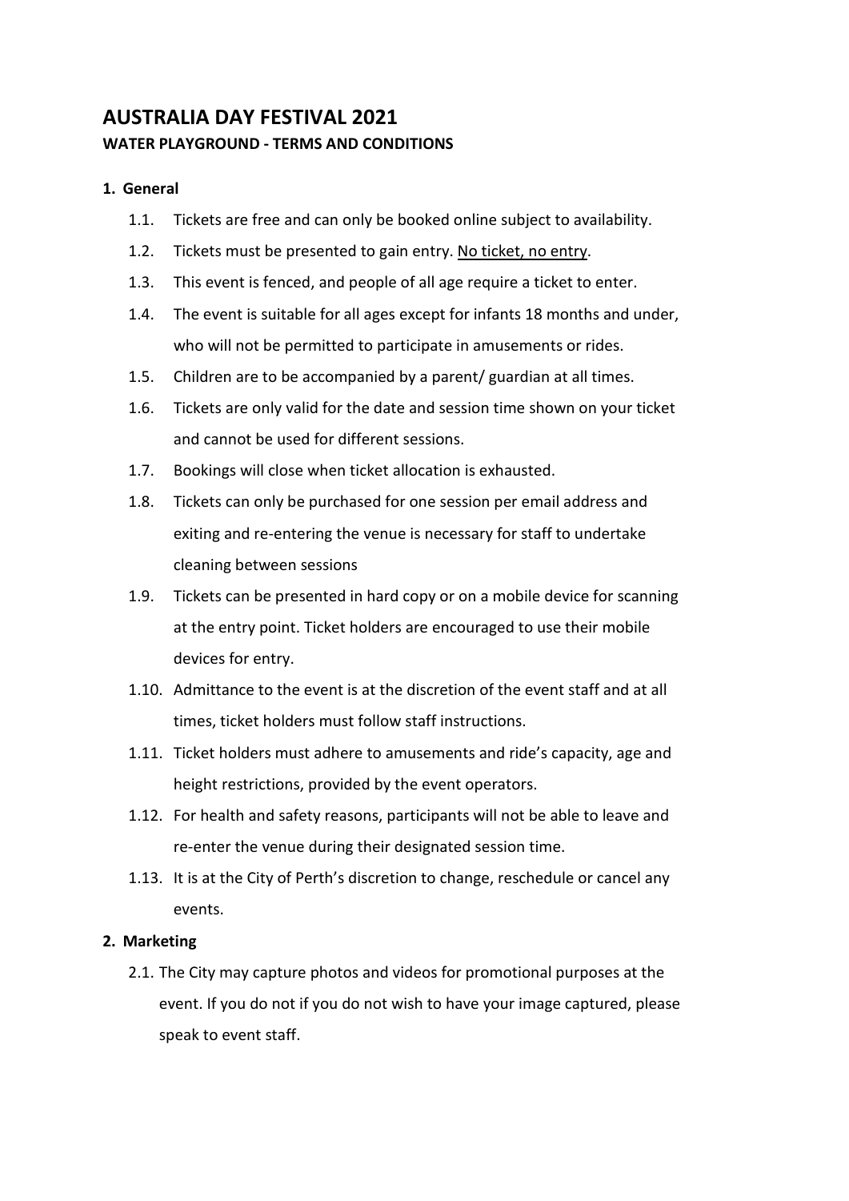# AUSTRALIA DAY FESTIVAL 2021

## WATER PLAYGROUND - TERMS AND CONDITIONS

### 1. General

1.1. Tickets are free and can only be booked online subject to availability.

1.2. Tickets must be presented to gain entry. No ticket, no entry.

1.3. This event is fenced, and people of all age require a ticket to enter.

1.4. The event is suitable for all ages except for infants 18 months and under, who will not be permitted to participate in amusements or rides.

1.5. Children are to be accompanied by a parent/ guardian at all times.

1.6. Tickets are only valid for the date and session time shown on your ticket and cannot be used for different sessions.

1.7. Bookings will close when ticket allocation is exhausted.

1.8. Tickets can only be purchased for one session per email address and exiting and re-entering the venue is necessary for staff to undertake cleaning between sessions

1.9. Tickets can be presented in hard copy or on a mobile device for scanning at the entry point. Ticket holders are encouraged to use their mobile devices for entry.

1.10. Admittance to the event is at the discretion of the event staff and at all times, ticket holders must follow staff instructions.

1.11. Ticket holders must adhere to amusements and ride's capacity, age and height restrictions, provided by the event operators.

1.12. For health and safety reasons, participants will not be able to leave and re-enter the venue during their designated session time.

1.13. It is at the City of Perth's discretion to change, reschedule or cancel any events.

### 2. Marketing

2.1. The City may capture photos and videos for promotional purposes at the event. If you do not if you do not wish to have your image captured, please speak to event staff.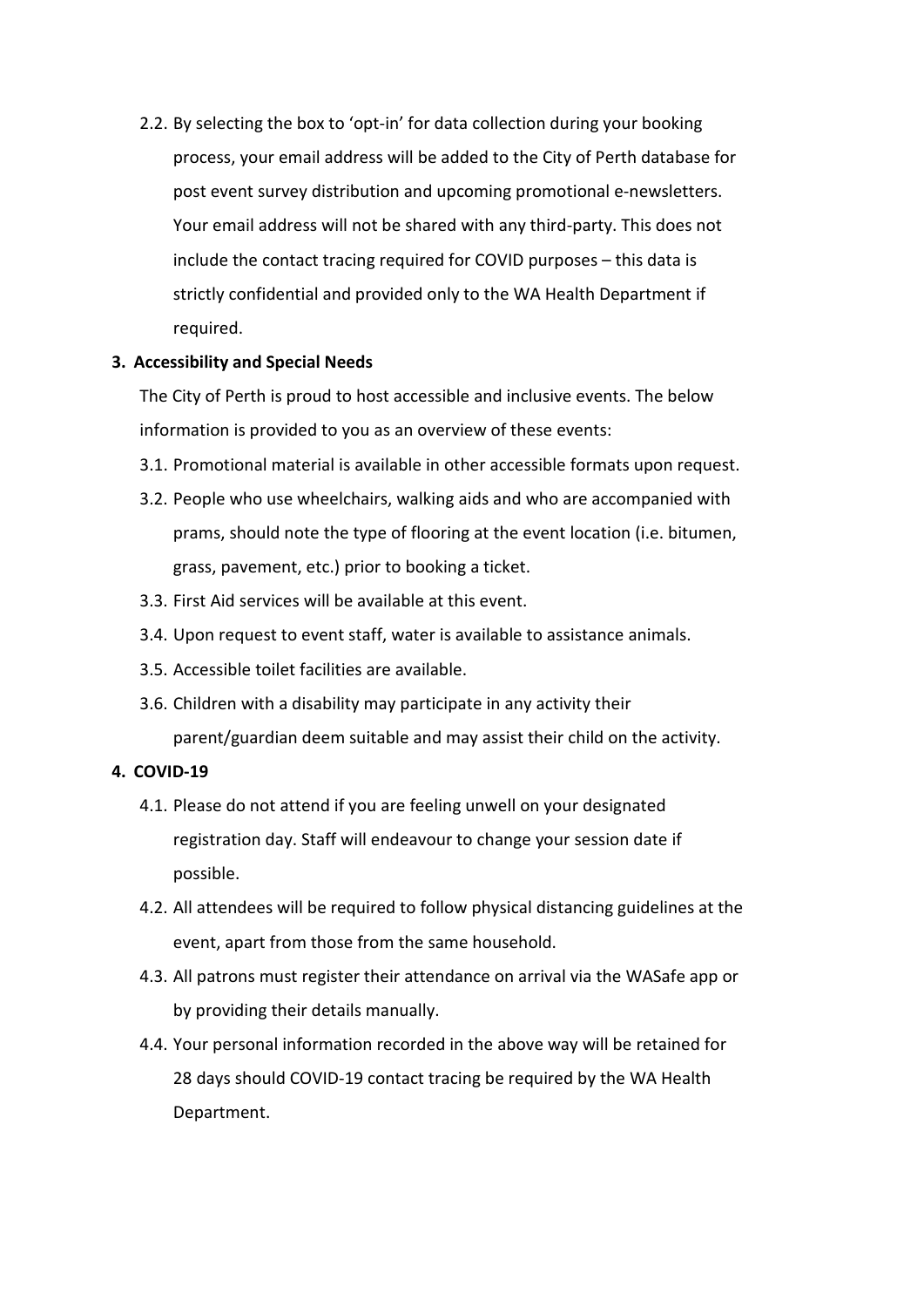2.2. By selecting the box to 'opt-in' for data collection during your booking process, your email address will be added to the City of Perth database for post event survey distribution and upcoming promotional e-newsletters. Your email address will not be shared with any third-party. This does not include the contact tracing required for COVID purposes – this data is strictly confidential and provided only to the WA Health Department if required.

**3. Accessibility and Special Needs**

The City of Perth is proud to host accessible and inclusive events. The below information is provided to you as an overview of these events:

3.1. Promotional material is available in other accessible formats upon request.

3.2. People who use wheelchairs, walking aids and who are accompanied with prams, should note the type of flooring at the event location (i.e. bitumen, grass, pavement, etc.) prior to booking a ticket.

3.3. First Aid services will be available at this event.

3.4. Upon request to event staff, water is available to assistance animals.

3.5. Accessible toilet facilities are available.

3.6. Children with a disability may participate in any activity their parent/guardian deem suitable and may assist their child on the activity.

**4. COVID-19**

4.1. Please do not attend if you are feeling unwell on your designated registration day. Staff will endeavour to change your session date if possible.

4.2. All attendees will be required to follow physical distancing guidelines at the event, apart from those from the same household.

4.3. All patrons must register their attendance on arrival via the WASafe app or by providing their details manually.

4.4. Your personal information recorded in the above way will be retained for 28 days should COVID-19 contact tracing be required by the WA Health Department.